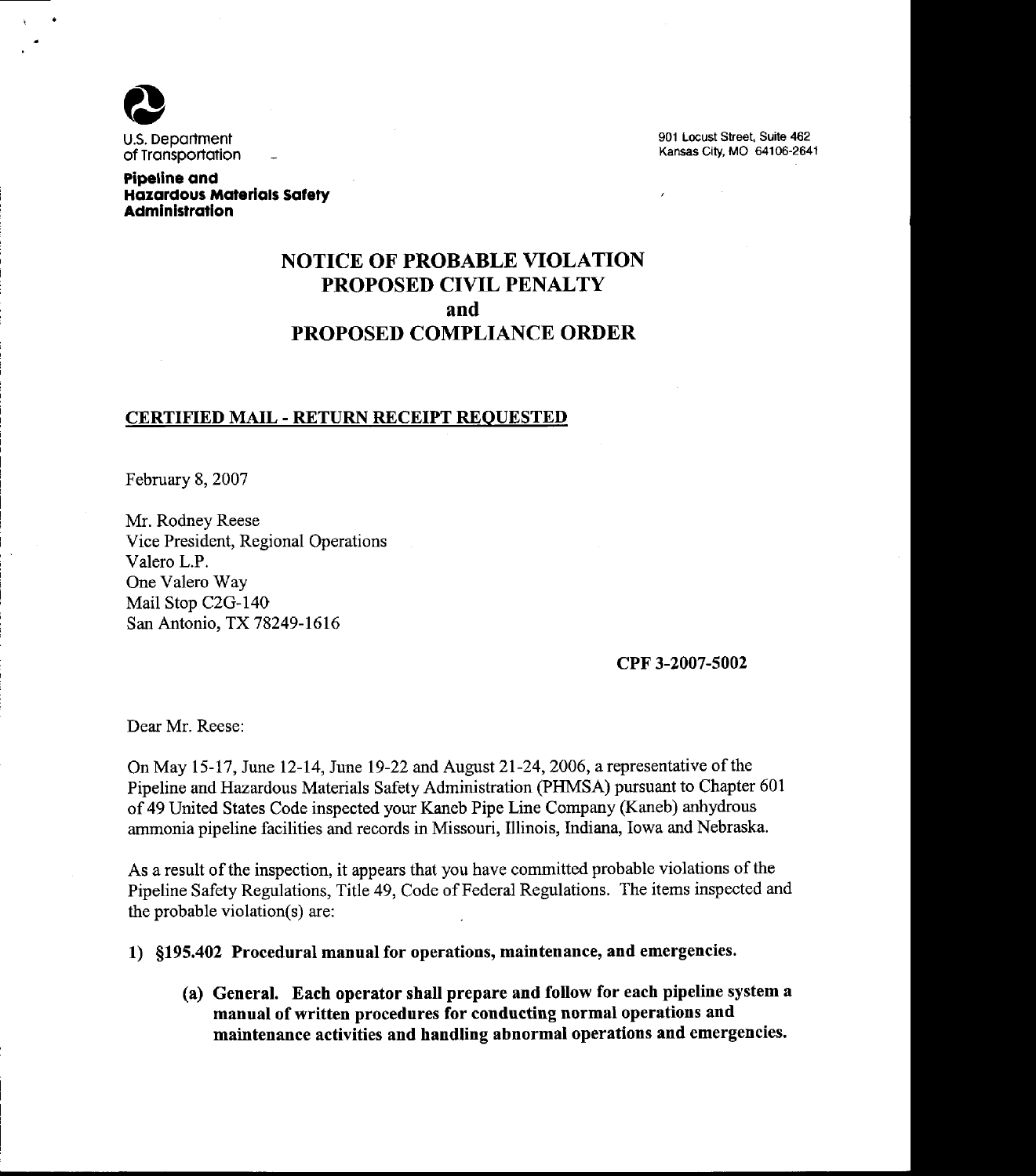U.S. Department of Transportation

**Pipeline and Hazardous Materials Safety Administration**

901 Locust Street, Suite 462
Kansas City, MO 64106-2641

# NOTICE OF PROBABLE VIOLATION
# PROPOSED CIVIL PENALTY
# and
# PROPOSED COMPLIANCE ORDER

**CERTIFIED MAIL - RETURN RECEIPT REQUESTED**

February 8, 2007

Mr. Rodney Reese
Vice President, Regional Operations
Valero L.P.
One Valero Way
Mail Stop C2G-140
San Antonio, TX 78249-1616

**CPF 3-2007-5002**

Dear Mr. Reese:

On May 15-17, June 12-14, June 19-22 and August 21-24, 2006, a representative of the Pipeline and Hazardous Materials Safety Administration (PHMSA) pursuant to Chapter 601 of 49 United States Code inspected your Kaneb Pipe Line Company (Kaneb) anhydrous ammonia pipeline facilities and records in Missouri, Illinois, Indiana, Iowa and Nebraska.

As a result of the inspection, it appears that you have committed probable violations of the Pipeline Safety Regulations, Title 49, Code of Federal Regulations. The items inspected and the probable violation(s) are:

1) **§195.402 Procedural manual for operations, maintenance, and emergencies.**

   **(a) General. Each operator shall prepare and follow for each pipeline system a manual of written procedures for conducting normal operations and maintenance activities and handling abnormal operations and emergencies.**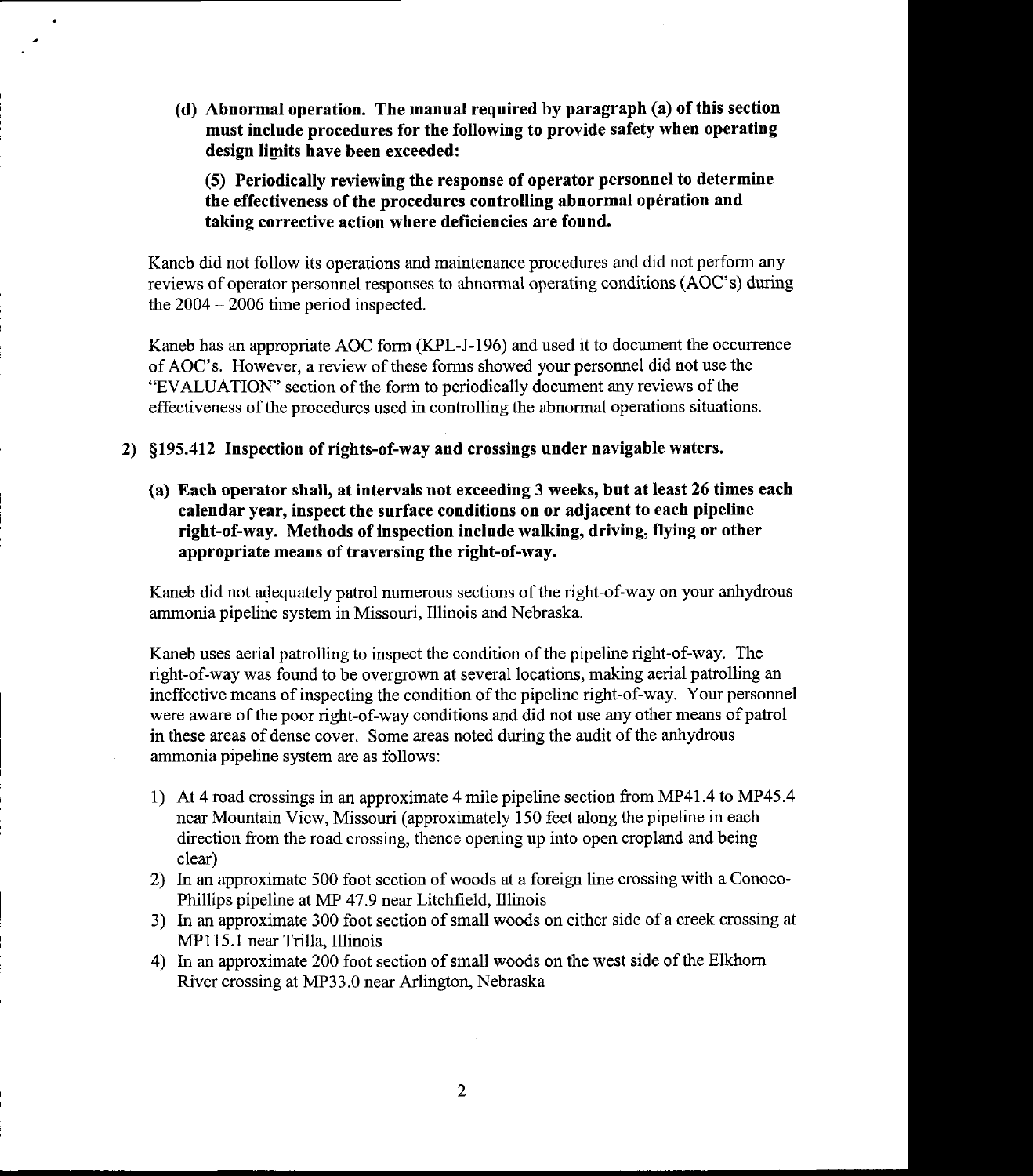**(d) Abnormal operation. The manual required by paragraph (a) of this section must include procedures for the following to provide safety when operating design limits have been exceeded:**

**(5) Periodically reviewing the response of operator personnel to determine the effectiveness of the procedures controlling abnormal opération and taking corrective action where deficiencies are found.**

Kaneb did not follow its operations and maintenance procedures and did not perform any reviews of operator personnel responses to abnormal operating conditions (AOC's) during the 2004 – 2006 time period inspected.

Kaneb has an appropriate AOC form (KPL-J-196) and used it to document the occurrence of AOC's. However, a review of these forms showed your personnel did not use the "EVALUATION" section of the form to periodically document any reviews of the effectiveness of the procedures used in controlling the abnormal operations situations.

**2) §195.412 Inspection of rights-of-way and crossings under navigable waters.**

**(a) Each operator shall, at intervals not exceeding 3 weeks, but at least 26 times each calendar year, inspect the surface conditions on or adjacent to each pipeline right-of-way. Methods of inspection include walking, driving, flying or other appropriate means of traversing the right-of-way.**

Kaneb did not adequately patrol numerous sections of the right-of-way on your anhydrous ammonia pipeline system in Missouri, Illinois and Nebraska.

Kaneb uses aerial patrolling to inspect the condition of the pipeline right-of-way. The right-of-way was found to be overgrown at several locations, making aerial patrolling an ineffective means of inspecting the condition of the pipeline right-of-way. Your personnel were aware of the poor right-of-way conditions and did not use any other means of patrol in these areas of dense cover. Some areas noted during the audit of the anhydrous ammonia pipeline system are as follows:

1) At 4 road crossings in an approximate 4 mile pipeline section from MP41.4 to MP45.4 near Mountain View, Missouri (approximately 150 feet along the pipeline in each direction from the road crossing, thence opening up into open cropland and being clear)
2) In an approximate 500 foot section of woods at a foreign line crossing with a Conoco-Phillips pipeline at MP 47.9 near Litchfield, Illinois
3) In an approximate 300 foot section of small woods on either side of a creek crossing at MP115.1 near Trilla, Illinois
4) In an approximate 200 foot section of small woods on the west side of the Elkhorn River crossing at MP33.0 near Arlington, Nebraska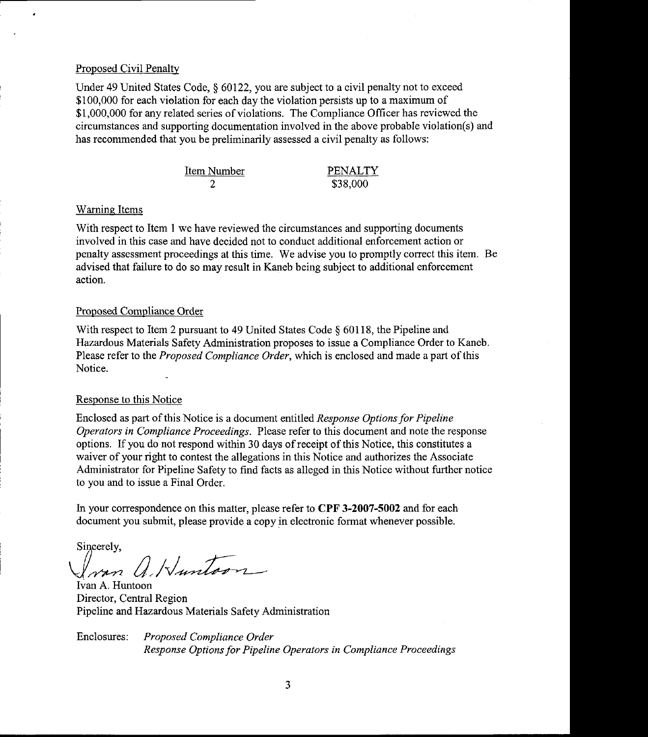## Proposed Civil Penalty

Under 49 United States Code, § 60122, you are subject to a civil penalty not to exceed $100,000 for each violation for each day the violation persists up to a maximum of $1,000,000 for any related series of violations. The Compliance Officer has reviewed the circumstances and supporting documentation involved in the above probable violation(s) and has recommended that you be preliminarily assessed a civil penalty as follows:

| Item Number | PENALTY |
|---|---|
| 2 | $38,000 |

## Warning Items

With respect to Item 1 we have reviewed the circumstances and supporting documents involved in this case and have decided not to conduct additional enforcement action or penalty assessment proceedings at this time. We advise you to promptly correct this item. Be advised that failure to do so may result in Kaneb being subject to additional enforcement action.

## Proposed Compliance Order

With respect to Item 2 pursuant to 49 United States Code § 60118, the Pipeline and Hazardous Materials Safety Administration proposes to issue a Compliance Order to Kaneb. Please refer to the *Proposed Compliance Order*, which is enclosed and made a part of this Notice.

## Response to this Notice

Enclosed as part of this Notice is a document entitled *Response Options for Pipeline Operators in Compliance Proceedings*. Please refer to this document and note the response options. If you do not respond within 30 days of receipt of this Notice, this constitutes a waiver of your right to contest the allegations in this Notice and authorizes the Associate Administrator for Pipeline Safety to find facts as alleged in this Notice without further notice to you and to issue a Final Order.

In your correspondence on this matter, please refer to **CPF 3-2007-5002** and for each document you submit, please provide a copy in electronic format whenever possible.

Sincerely,

Ivan A. Huntoon
Director, Central Region
Pipeline and Hazardous Materials Safety Administration

Enclosures: *Proposed Compliance Order*
*Response Options for Pipeline Operators in Compliance Proceedings*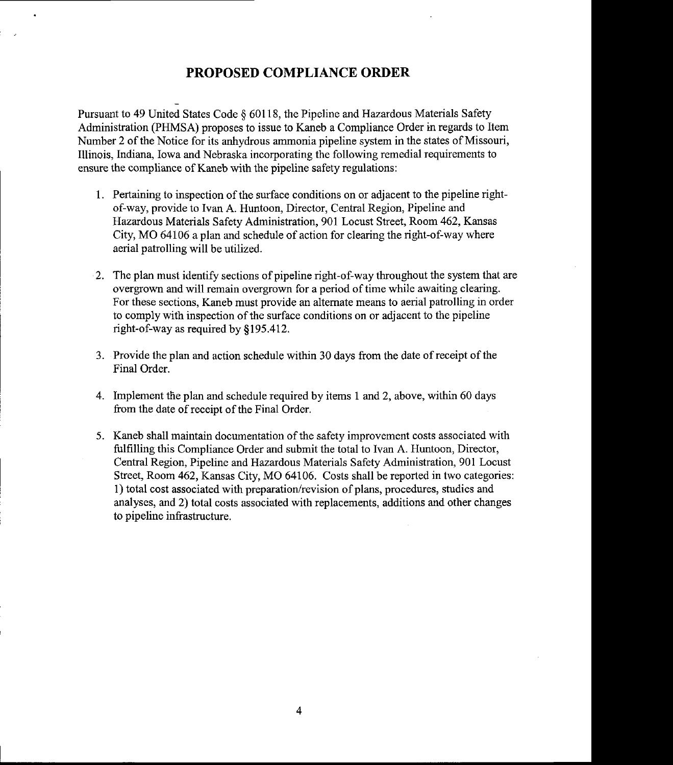# PROPOSED COMPLIANCE ORDER

Pursuant to 49 United States Code § 60118, the Pipeline and Hazardous Materials Safety Administration (PHMSA) proposes to issue to Kaneb a Compliance Order in regards to Item Number 2 of the Notice for its anhydrous ammonia pipeline system in the states of Missouri, Illinois, Indiana, Iowa and Nebraska incorporating the following remedial requirements to ensure the compliance of Kaneb with the pipeline safety regulations:

1. Pertaining to inspection of the surface conditions on or adjacent to the pipeline right-of-way, provide to Ivan A. Huntoon, Director, Central Region, Pipeline and Hazardous Materials Safety Administration, 901 Locust Street, Room 462, Kansas City, MO 64106 a plan and schedule of action for clearing the right-of-way where aerial patrolling will be utilized.

2. The plan must identify sections of pipeline right-of-way throughout the system that are overgrown and will remain overgrown for a period of time while awaiting clearing. For these sections, Kaneb must provide an alternate means to aerial patrolling in order to comply with inspection of the surface conditions on or adjacent to the pipeline right-of-way as required by §195.412.

3. Provide the plan and action schedule within 30 days from the date of receipt of the Final Order.

4. Implement the plan and schedule required by items 1 and 2, above, within 60 days from the date of receipt of the Final Order.

5. Kaneb shall maintain documentation of the safety improvement costs associated with fulfilling this Compliance Order and submit the total to Ivan A. Huntoon, Director, Central Region, Pipeline and Hazardous Materials Safety Administration, 901 Locust Street, Room 462, Kansas City, MO 64106. Costs shall be reported in two categories: 1) total cost associated with preparation/revision of plans, procedures, studies and analyses, and 2) total costs associated with replacements, additions and other changes to pipeline infrastructure.